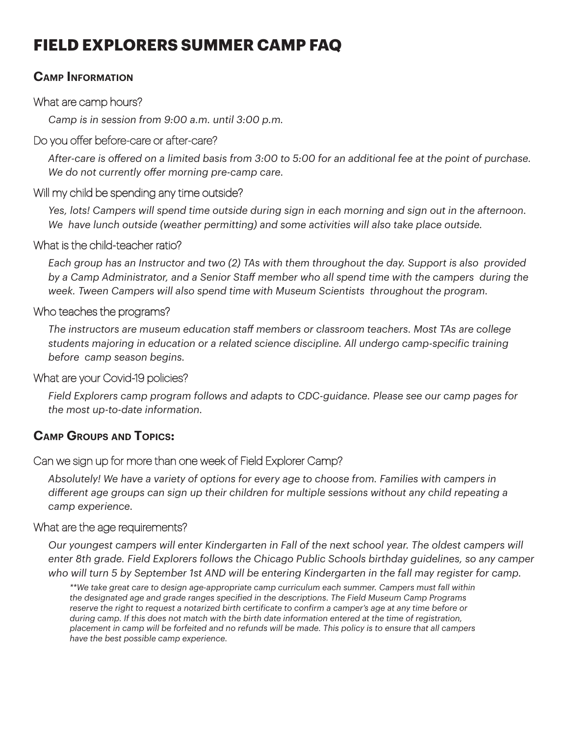# FIELD EXPLORERS SUMMER CAMP FAQ

## Camp Information

### What are camp hours?

*Camp is in session from 9:00 a.m. until 3:00 p.m.*

### Do you offer before-care or after-care?

*After-care is offered on a limited basis from 3:00 to 5:00 for an additional fee at the point of purchase. We do not currently offer morning pre-camp care.*

### Will my child be spending any time outside?

*Yes, lots! Campers will spend time outside during sign in each morning and sign out in the afternoon. We have lunch outside (weather permitting) and some activities will also take place outside.*

### What is the child-teacher ratio?

*Each group has an Instructor and two (2) TAs with them throughout the day. Support is also provided by a Camp Administrator, and a Senior Staff member who all spend time with the campers during the week. Tween Campers will also spend time with Museum Scientists throughout the program.*

### Who teaches the programs?

*The instructors are museum education staff members or classroom teachers. Most TAs are college students majoring in education or a related science discipline. All undergo camp-specific training before camp season begins.*

### What are your Covid-19 policies?

*Field Explorers camp program follows and adapts to CDC-guidance. Please see our camp pages for the most up-to-date information.*

## Camp Groups and Topics:

### Can we sign up for more than one week of Field Explorer Camp?

*Absolutely! We have a variety of options for every age to choose from. Families with campers in different age groups can sign up their children for multiple sessions without any child repeating a camp experience.*

### What are the age requirements?

*Our youngest campers will enter Kindergarten in Fall of the next school year. The oldest campers will enter 8th grade. Field Explorers follows the Chicago Public Schools birthday guidelines, so any camper who will turn 5 by September 1st AND will be entering Kindergarten in the fall may register for camp.*

*\*\*We take great care to design age-appropriate camp curriculum each summer. Campers must fall within the designated age and grade ranges specified in the descriptions. The Field Museum Camp Programs reserve the right to request a notarized birth certificate to confirm a camper's age at any time before or during camp. If this does not match with the birth date information entered at the time of registration, placement in camp will be forfeited and no refunds will be made. This policy is to ensure that all campers have the best possible camp experience.*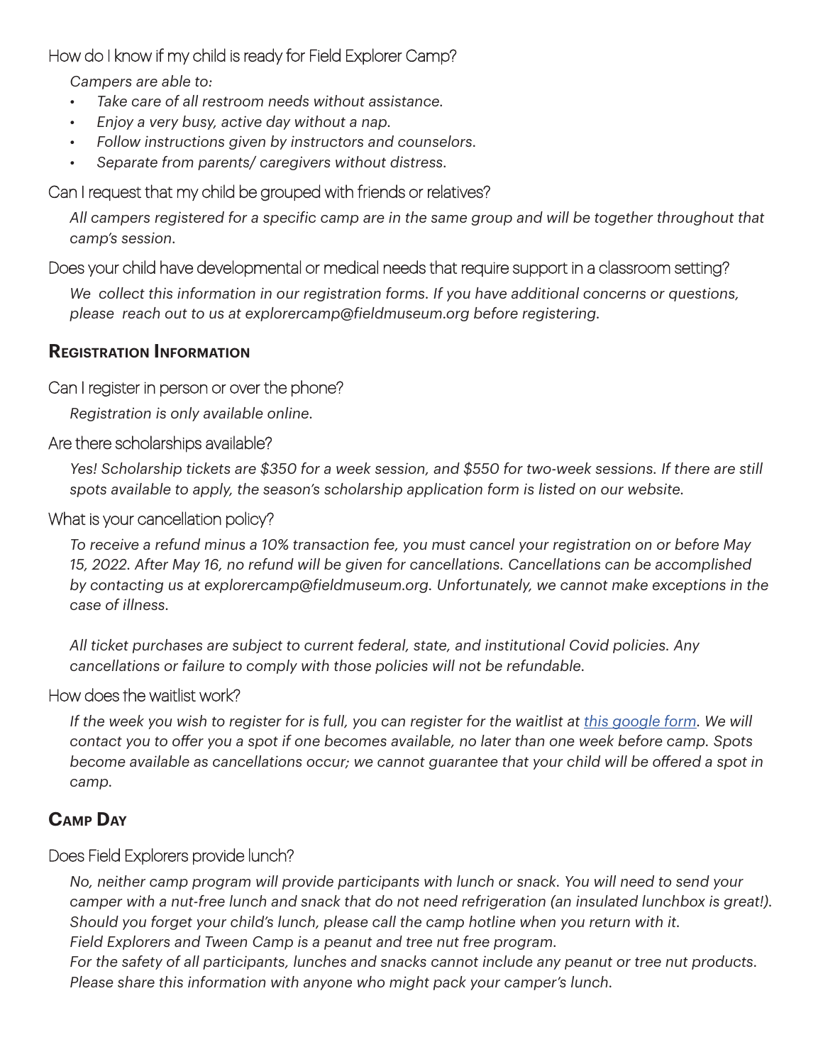How do I know if my child is ready for Field Explorer Camp?

*Campers are able to:*

- *Take care of all restroom needs without assistance.*
- *Enjoy a very busy, active day without a nap.*
- *Follow instructions given by instructors and counselors.*
- *Separate from parents/ caregivers without distress.*

Can I request that my child be grouped with friends or relatives?

*All campers registered for a specific camp are in the same group and will be together throughout that camp's session.*

Does your child have developmental or medical needs that require support in a classroom setting?

*We collect this information in our registration forms. If you have additional concerns or questions, please reach out to us at explorercamp@fieldmuseum.org before registering.*

## Registration Information

Can I register in person or over the phone?

*Registration is only available online.*

Are there scholarships available?

*Yes! Scholarship tickets are $350 for a week session, and $550 for two-week sessions. If there are still spots available to apply, the season's scholarship application form is listed on our website.*

What is your cancellation policy?

*To receive a refund minus a 10% transaction fee, you must cancel your registration on or before May 15, 2022. After May 16, no refund will be given for cancellations. Cancellations can be accomplished by contacting us at explorercamp@fieldmuseum.org. Unfortunately, we cannot make exceptions in the case of illness.*

*All ticket purchases are subject to current federal, state, and institutional Covid policies. Any cancellations or failure to comply with those policies will not be refundable.*

How does the waitlist work?

*If the week you wish to register for is full, you can register for the waitlist at [this google form](). We will contact you to offer you a spot if one becomes available, no later than one week before camp. Spots become available as cancellations occur; we cannot guarantee that your child will be offered a spot in camp.*

## Camp Day

Does Field Explorers provide lunch?

*No, neither camp program will provide participants with lunch or snack. You will need to send your camper with a nut-free lunch and snack that do not need refrigeration (an insulated lunchbox is great!). Should you forget your child's lunch, please call the camp hotline when you return with it.*
*Field Explorers and Tween Camp is a peanut and tree nut free program.*
*For the safety of all participants, lunches and snacks cannot include any peanut or tree nut products. Please share this information with anyone who might pack your camper's lunch.*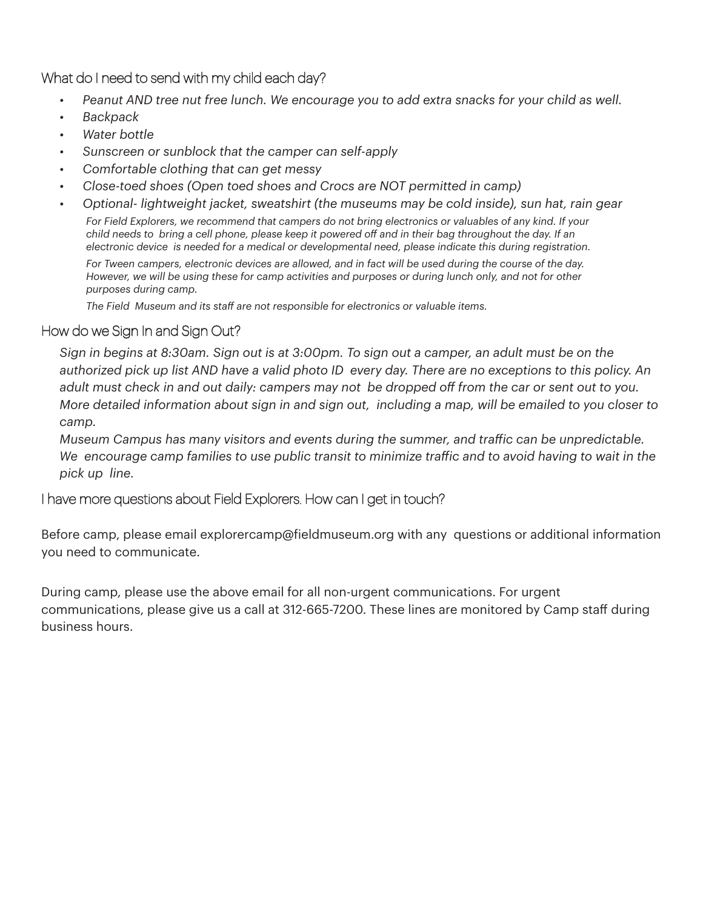## What do I need to send with my child each day?

- *Peanut AND tree nut free lunch. We encourage you to add extra snacks for your child as well.*
- *Backpack*
- *Water bottle*
- *Sunscreen or sunblock that the camper can self-apply*
- *Comfortable clothing that can get messy*
- *Close-toed shoes (Open toed shoes and Crocs are NOT permitted in camp)*
- *Optional- lightweight jacket, sweatshirt (the museums may be cold inside), sun hat, rain gear*

  *For Field Explorers, we recommend that campers do not bring electronics or valuables of any kind. If your child needs to bring a cell phone, please keep it powered off and in their bag throughout the day. If an electronic device is needed for a medical or developmental need, please indicate this during registration.*

  *For Tween campers, electronic devices are allowed, and in fact will be used during the course of the day. However, we will be using these for camp activities and purposes or during lunch only, and not for other purposes during camp.*

  *The Field Museum and its staff are not responsible for electronics or valuable items.*

## How do we Sign In and Sign Out?

*Sign in begins at 8:30am. Sign out is at 3:00pm. To sign out a camper, an adult must be on the authorized pick up list AND have a valid photo ID every day. There are no exceptions to this policy. An adult must check in and out daily: campers may not be dropped off from the car or sent out to you. More detailed information about sign in and sign out, including a map, will be emailed to you closer to camp.*

*Museum Campus has many visitors and events during the summer, and traffic can be unpredictable. We encourage camp families to use public transit to minimize traffic and to avoid having to wait in the pick up line.*

## I have more questions about Field Explorers. How can I get in touch?

Before camp, please email explorercamp@fieldmuseum.org with any questions or additional information you need to communicate.

During camp, please use the above email for all non-urgent communications. For urgent communications, please give us a call at 312-665-7200. These lines are monitored by Camp staff during business hours.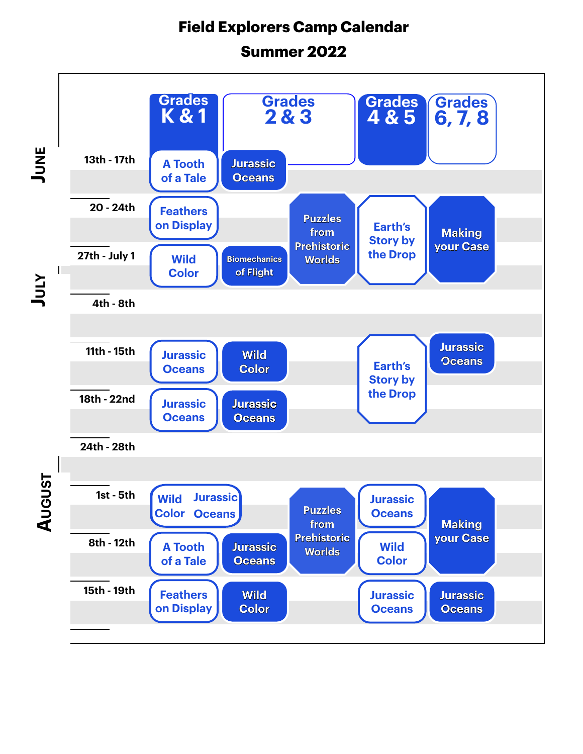# Field Explorers Camp Calendar

## Summer 2022

| Month | Week | Grades K & 1 | Grades 2 & 3 | | Grades 4 & 5 | Grades 6, 7, 8 |
|---|---|---|---|---|---|---|
| June | 13th - 17th | A Tooth of a Tale | Jurassic Oceans | | | |
| | 20 - 24th | Feathers on Display | | Puzzles from Prehistoric Worlds | Earth's Story by the Drop | Making your Case |
| | 27th - July 1 | Wild Color | Biomechanics of Flight | Puzzles from Prehistoric Worlds | Earth's Story by the Drop | Making your Case |
| July | 4th - 8th | | | | | |
| | 11th - 15th | Jurassic Oceans | Wild Color | | Earth's Story by the Drop | Jurassic Oceans |
| | 18th - 22nd | Jurassic Oceans | Jurassic Oceans | | Earth's Story by the Drop | |
| | 24th - 28th | | | | | |
| August | 1st - 5th | Wild Color / Jurassic Oceans | | Puzzles from Prehistoric Worlds | Jurassic Oceans | Making your Case |
| | 8th - 12th | A Tooth of a Tale | Jurassic Oceans | Puzzles from Prehistoric Worlds | Wild Color | Making your Case |
| | 15th - 19th | Feathers on Display | Wild Color | | Jurassic Oceans | Jurassic Oceans |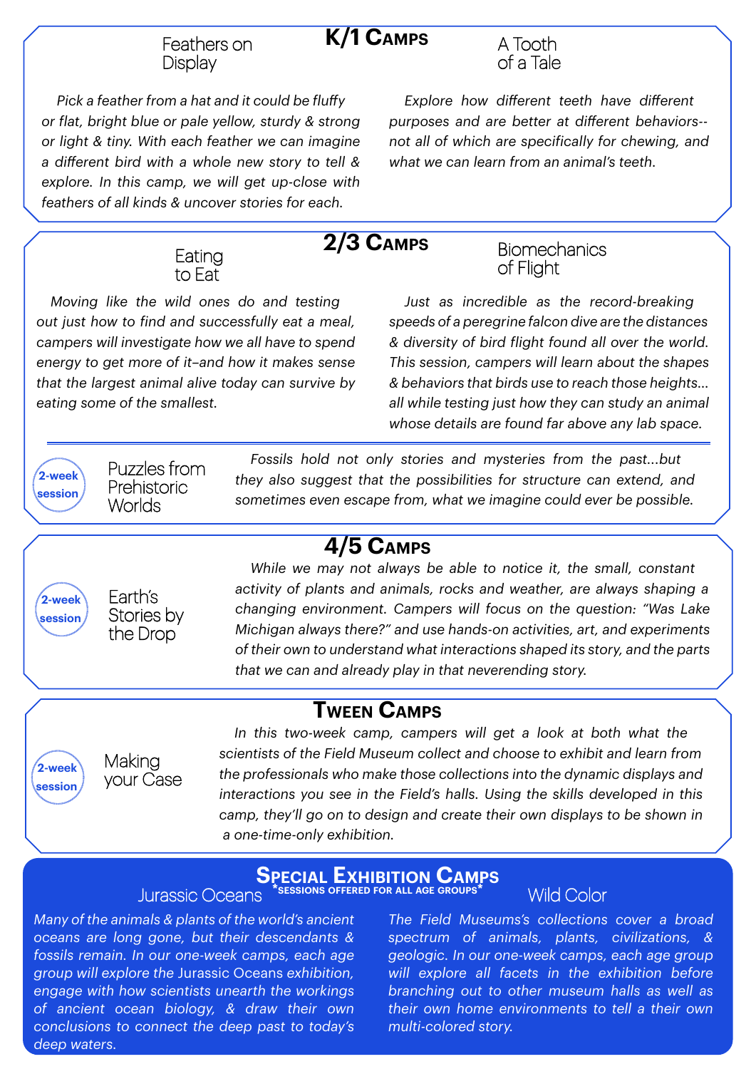## K/1 Camps

### Feathers on Display

*Pick a feather from a hat and it could be fluffy or flat, bright blue or pale yellow, sturdy & strong or light & tiny. With each feather we can imagine a different bird with a whole new story to tell & explore. In this camp, we will get up-close with feathers of all kinds & uncover stories for each.*

### A Tooth of a Tale

*Explore how different teeth have different purposes and are better at different behaviors--not all of which are specifically for chewing, and what we can learn from an animal's teeth.*

## 2/3 Camps

### Eating to Eat

*Moving like the wild ones do and testing out just how to find and successfully eat a meal, campers will investigate how we all have to spend energy to get more of it–and how it makes sense that the largest animal alive today can survive by eating some of the smallest.*

### Biomechanics of Flight

*Just as incredible as the record-breaking speeds of a peregrine falcon dive are the distances & diversity of bird flight found all over the world. This session, campers will learn about the shapes & behaviors that birds use to reach those heights... all while testing just how they can study an animal whose details are found far above any lab space.*

### Puzzles from Prehistoric Worlds

2-week session

*Fossils hold not only stories and mysteries from the past...but they also suggest that the possibilities for structure can extend, and sometimes even escape from, what we imagine could ever be possible.*

## 4/5 Camps

### Earth's Stories by the Drop

2-week session

*While we may not always be able to notice it, the small, constant activity of plants and animals, rocks and weather, are always shaping a changing environment. Campers will focus on the question: "Was Lake Michigan always there?" and use hands-on activities, art, and experiments of their own to understand what interactions shaped its story, and the parts that we can and already play in that neverending story.*

## Tween Camps

### Making your Case

2-week session

*In this two-week camp, campers will get a look at both what the scientists of the Field Museum collect and choose to exhibit and learn from the professionals who make those collections into the dynamic displays and interactions you see in the Field's halls. Using the skills developed in this camp, they'll go on to design and create their own displays to be shown in a one-time-only exhibition.*

## Special Exhibition Camps

**\*Sessions offered for all age groups\***

### Jurassic Oceans

*Many of the animals & plants of the world's ancient oceans are long gone, but their descendants & fossils remain. In our one-week camps, each age group will explore the* Jurassic Oceans *exhibition, engage with how scientists unearth the workings of ancient ocean biology, & draw their own conclusions to connect the deep past to today's deep waters.*

### Wild Color

*The Field Museums's collections cover a broad spectrum of animals, plants, civilizations, & geologic. In our one-week camps, each age group will explore all facets in the exhibition before branching out to other museum halls as well as their own home environments to tell a their own multi-colored story.*